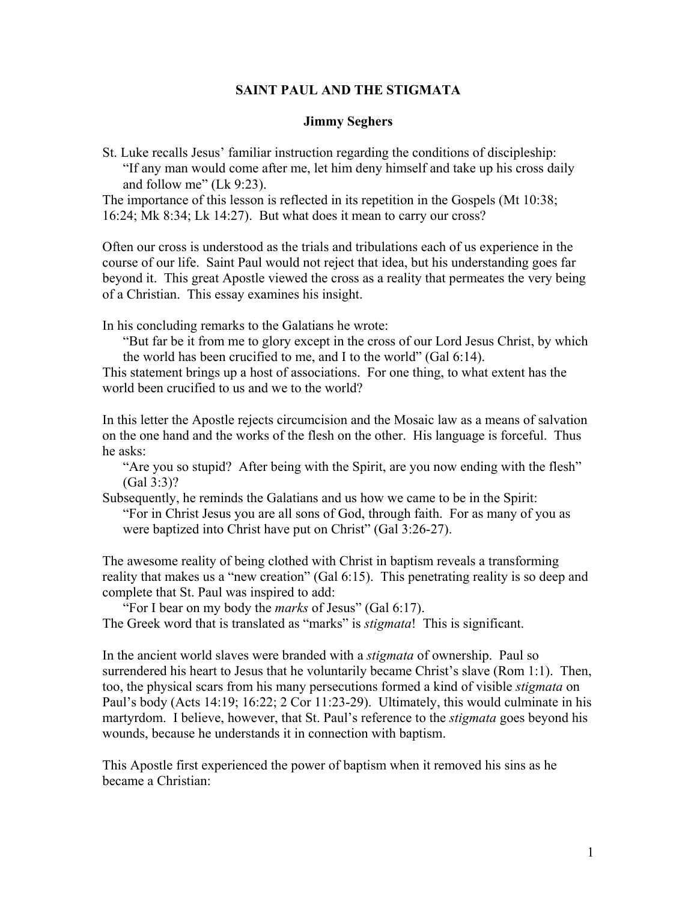# SAINT PAUL AND THE STIGMATA

**Jimmy Seghers**

St. Luke recalls Jesus' familiar instruction regarding the conditions of discipleship:

> "If any man would come after me, let him deny himself and take up his cross daily and follow me" (Lk 9:23).

The importance of this lesson is reflected in its repetition in the Gospels (Mt 10:38; 16:24; Mk 8:34; Lk 14:27). But what does it mean to carry our cross?

Often our cross is understood as the trials and tribulations each of us experience in the course of our life. Saint Paul would not reject that idea, but his understanding goes far beyond it. This great Apostle viewed the cross as a reality that permeates the very being of a Christian. This essay examines his insight.

In his concluding remarks to the Galatians he wrote:

> "But far be it from me to glory except in the cross of our Lord Jesus Christ, by which the world has been crucified to me, and I to the world" (Gal 6:14).

This statement brings up a host of associations. For one thing, to what extent has the world been crucified to us and we to the world?

In this letter the Apostle rejects circumcision and the Mosaic law as a means of salvation on the one hand and the works of the flesh on the other. His language is forceful. Thus he asks:

> "Are you so stupid? After being with the Spirit, are you now ending with the flesh" (Gal 3:3)?

Subsequently, he reminds the Galatians and us how we came to be in the Spirit:

> "For in Christ Jesus you are all sons of God, through faith. For as many of you as were baptized into Christ have put on Christ" (Gal 3:26-27).

The awesome reality of being clothed with Christ in baptism reveals a transforming reality that makes us a "new creation" (Gal 6:15). This penetrating reality is so deep and complete that St. Paul was inspired to add:

> "For I bear on my body the *marks* of Jesus" (Gal 6:17).

The Greek word that is translated as "marks" is *stigmata*! This is significant.

In the ancient world slaves were branded with a *stigmata* of ownership. Paul so surrendered his heart to Jesus that he voluntarily became Christ's slave (Rom 1:1). Then, too, the physical scars from his many persecutions formed a kind of visible *stigmata* on Paul's body (Acts 14:19; 16:22; 2 Cor 11:23-29). Ultimately, this would culminate in his martyrdom. I believe, however, that St. Paul's reference to the *stigmata* goes beyond his wounds, because he understands it in connection with baptism.

This Apostle first experienced the power of baptism when it removed his sins as he became a Christian: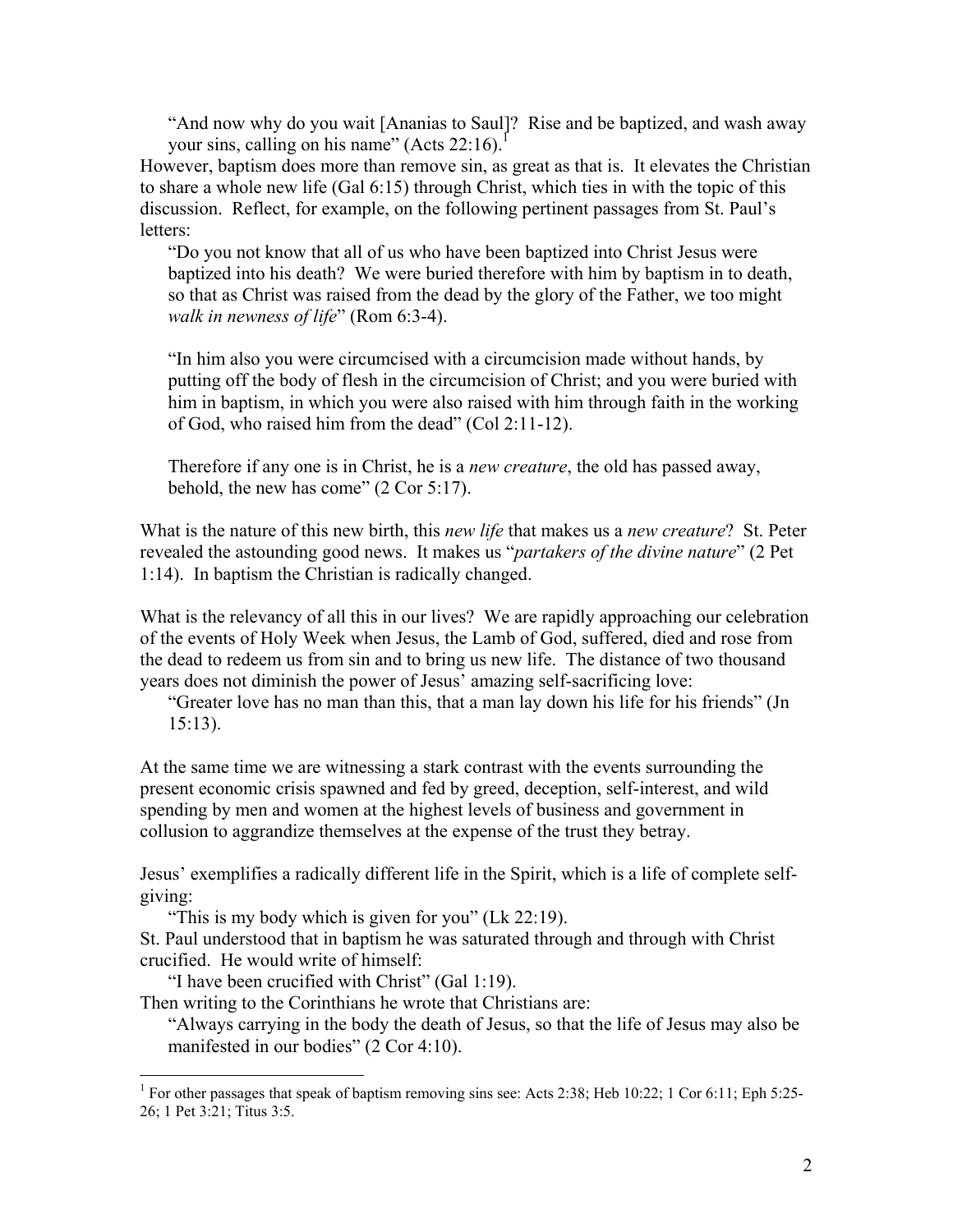"And now why do you wait [Ananias to Saul]? Rise and be baptized, and wash away your sins, calling on his name" (Acts 22:16).[1]

However, baptism does more than remove sin, as great as that is. It elevates the Christian to share a whole new life (Gal 6:15) through Christ, which ties in with the topic of this discussion. Reflect, for example, on the following pertinent passages from St. Paul's letters:

> "Do you not know that all of us who have been baptized into Christ Jesus were baptized into his death? We were buried therefore with him by baptism in to death, so that as Christ was raised from the dead by the glory of the Father, we too might *walk in newness of life*" (Rom 6:3-4).
>
> "In him also you were circumcised with a circumcision made without hands, by putting off the body of flesh in the circumcision of Christ; and you were buried with him in baptism, in which you were also raised with him through faith in the working of God, who raised him from the dead" (Col 2:11-12).
>
> Therefore if any one is in Christ, he is a *new creature*, the old has passed away, behold, the new has come" (2 Cor 5:17).

What is the nature of this new birth, this *new life* that makes us a *new creature*? St. Peter revealed the astounding good news. It makes us "*partakers of the divine nature*" (2 Pet 1:14). In baptism the Christian is radically changed.

What is the relevancy of all this in our lives? We are rapidly approaching our celebration of the events of Holy Week when Jesus, the Lamb of God, suffered, died and rose from the dead to redeem us from sin and to bring us new life. The distance of two thousand years does not diminish the power of Jesus' amazing self-sacrificing love:

> "Greater love has no man than this, that a man lay down his life for his friends" (Jn 15:13).

At the same time we are witnessing a stark contrast with the events surrounding the present economic crisis spawned and fed by greed, deception, self-interest, and wild spending by men and women at the highest levels of business and government in collusion to aggrandize themselves at the expense of the trust they betray.

Jesus' exemplifies a radically different life in the Spirit, which is a life of complete self-giving:

> "This is my body which is given for you" (Lk 22:19).

St. Paul understood that in baptism he was saturated through and through with Christ crucified. He would write of himself:

> "I have been crucified with Christ" (Gal 1:19).

Then writing to the Corinthians he wrote that Christians are:

> "Always carrying in the body the death of Jesus, so that the life of Jesus may also be manifested in our bodies" (2 Cor 4:10).

---

[1] For other passages that speak of baptism removing sins see: Acts 2:38; Heb 10:22; 1 Cor 6:11; Eph 5:25-26; 1 Pet 3:21; Titus 3:5.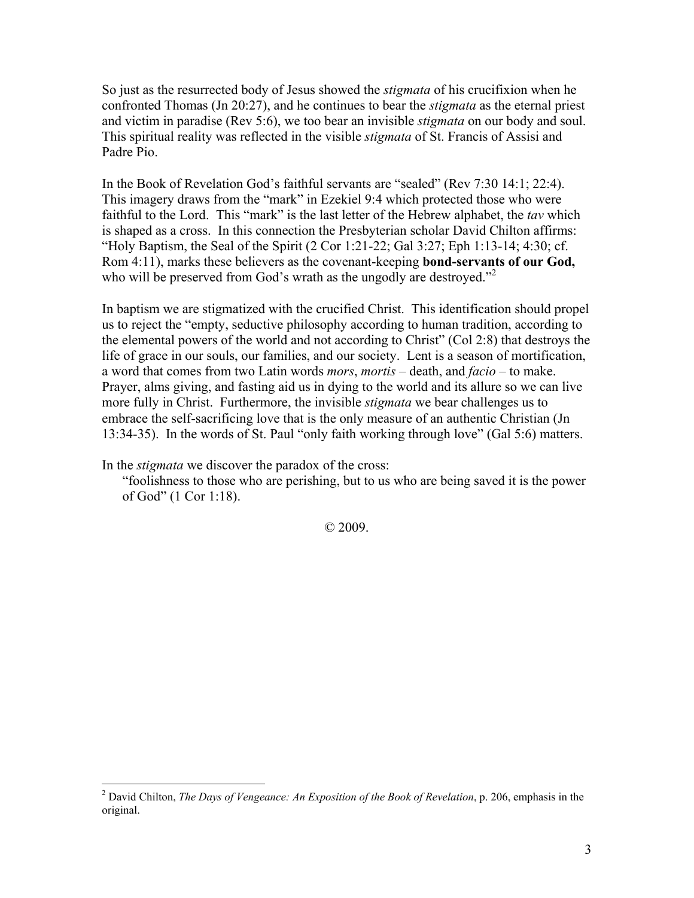So just as the resurrected body of Jesus showed the *stigmata* of his crucifixion when he confronted Thomas (Jn 20:27), and he continues to bear the *stigmata* as the eternal priest and victim in paradise (Rev 5:6), we too bear an invisible *stigmata* on our body and soul. This spiritual reality was reflected in the visible *stigmata* of St. Francis of Assisi and Padre Pio.

In the Book of Revelation God's faithful servants are "sealed" (Rev 7:30 14:1; 22:4). This imagery draws from the "mark" in Ezekiel 9:4 which protected those who were faithful to the Lord. This "mark" is the last letter of the Hebrew alphabet, the *tav* which is shaped as a cross. In this connection the Presbyterian scholar David Chilton affirms: "Holy Baptism, the Seal of the Spirit (2 Cor 1:21-22; Gal 3:27; Eph 1:13-14; 4:30; cf. Rom 4:11), marks these believers as the covenant-keeping **bond-servants of our God,** who will be preserved from God's wrath as the ungodly are destroyed."[2]

In baptism we are stigmatized with the crucified Christ. This identification should propel us to reject the "empty, seductive philosophy according to human tradition, according to the elemental powers of the world and not according to Christ" (Col 2:8) that destroys the life of grace in our souls, our families, and our society. Lent is a season of mortification, a word that comes from two Latin words *mors*, *mortis* – death, and *facio* – to make. Prayer, alms giving, and fasting aid us in dying to the world and its allure so we can live more fully in Christ. Furthermore, the invisible *stigmata* we bear challenges us to embrace the self-sacrificing love that is the only measure of an authentic Christian (Jn 13:34-35). In the words of St. Paul "only faith working through love" (Gal 5:6) matters.

In the *stigmata* we discover the paradox of the cross:

> "foolishness to those who are perishing, but to us who are being saved it is the power of God" (1 Cor 1:18).

© 2009.

---

[2] David Chilton, *The Days of Vengeance: An Exposition of the Book of Revelation*, p. 206, emphasis in the original.